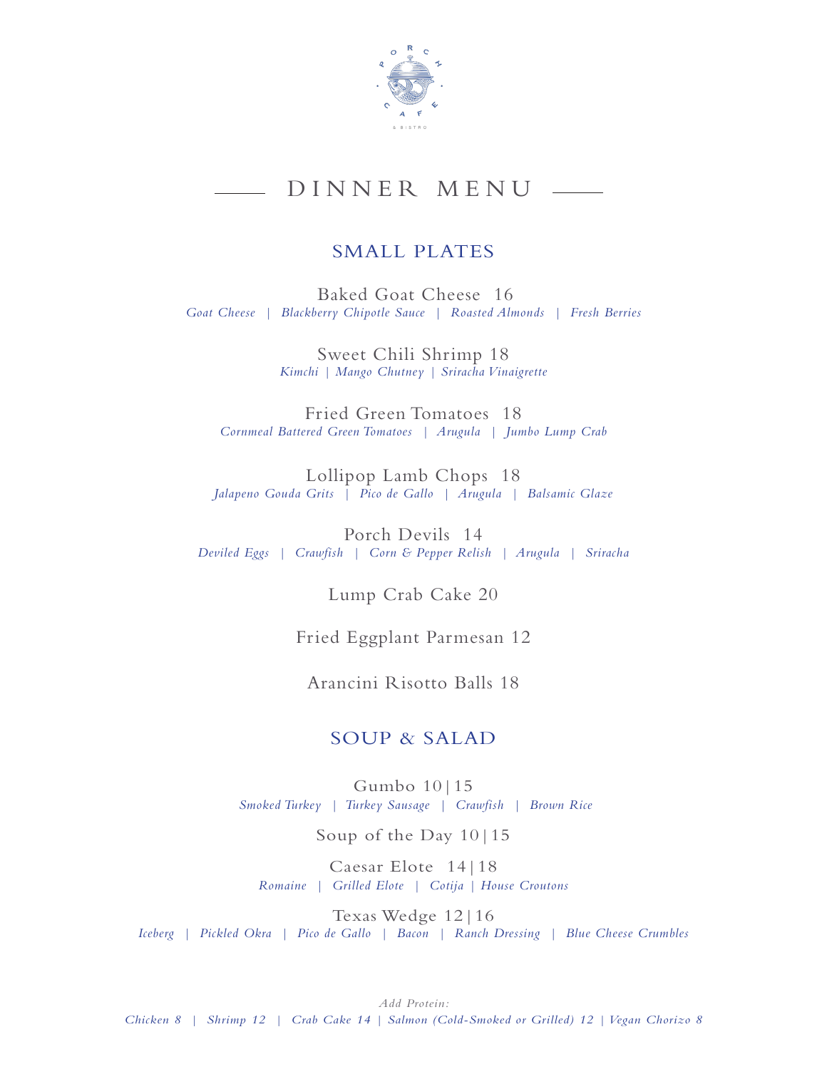# DINNER MENU

## SMALL PLATES

**Baked Goat Cheese 16**
*Goat Cheese | Blackberry Chipotle Sauce | Roasted Almonds | Fresh Berries*

**Sweet Chili Shrimp 18**
*Kimchi | Mango Chutney | Sriracha Vinaigrette*

**Fried Green Tomatoes 18**
*Cornmeal Battered Green Tomatoes | Arugula | Jumbo Lump Crab*

**Lollipop Lamb Chops 18**
*Jalapeno Gouda Grits | Pico de Gallo | Arugula | Balsamic Glaze*

**Porch Devils 14**
*Deviled Eggs | Crawfish | Corn & Pepper Relish | Arugula | Sriracha*

**Lump Crab Cake 20**

**Fried Eggplant Parmesan 12**

**Arancini Risotto Balls 18**

## SOUP & SALAD

**Gumbo 10|15**
*Smoked Turkey | Turkey Sausage | Crawfish | Brown Rice*

**Soup of the Day 10|15**

**Caesar Elote 14|18**
*Romaine | Grilled Elote | Cotija | House Croutons*

**Texas Wedge 12|16**
*Iceberg | Pickled Okra | Pico de Gallo | Bacon | Ranch Dressing | Blue Cheese Crumbles*

*Add Protein:*
*Chicken 8 | Shrimp 12 | Crab Cake 14 | Salmon (Cold-Smoked or Grilled) 12 | Vegan Chorizo 8*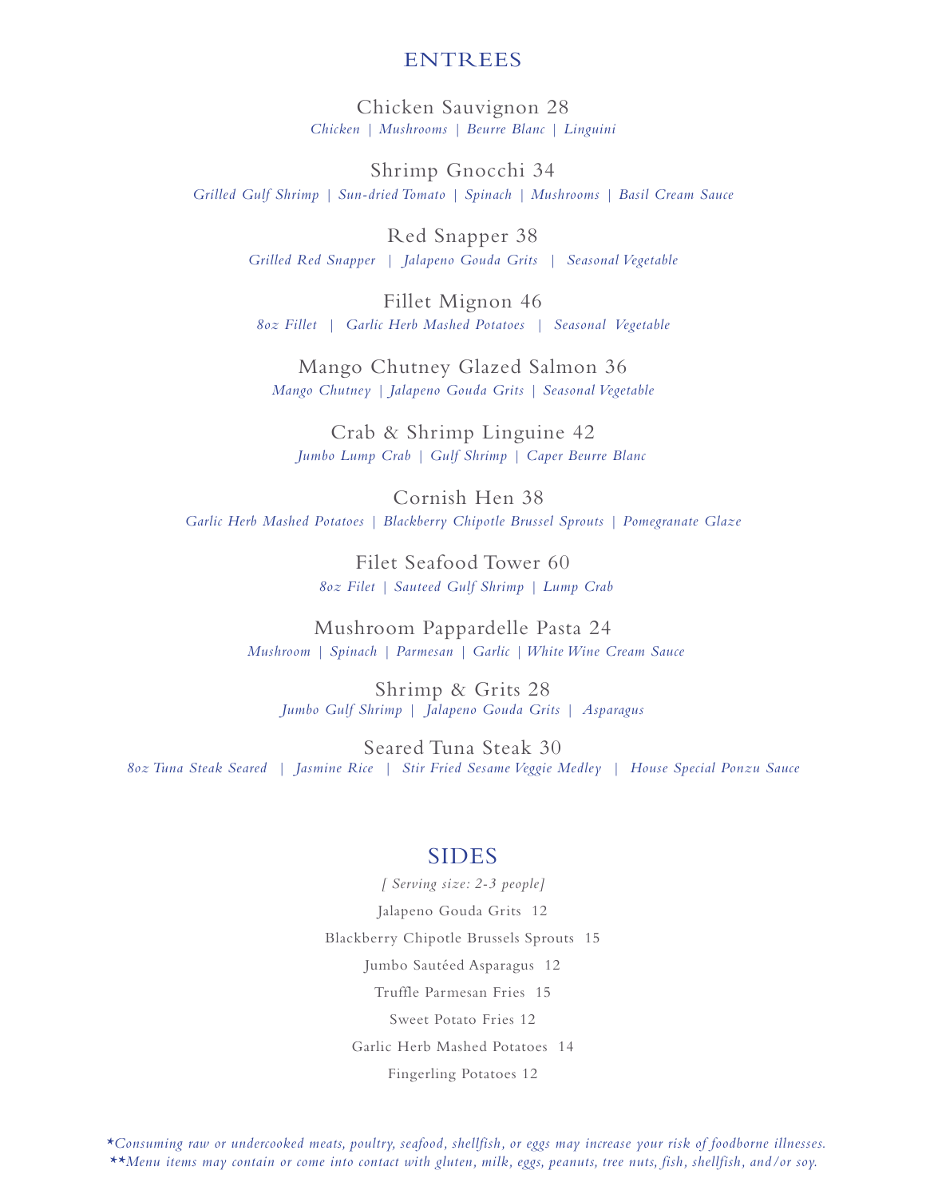## ENTREES

**Chicken Sauvignon 28**
*Chicken | Mushrooms | Beurre Blanc | Linguini*

**Shrimp Gnocchi 34**
*Grilled Gulf Shrimp | Sun-dried Tomato | Spinach | Mushrooms | Basil Cream Sauce*

**Red Snapper 38**
*Grilled Red Snapper | Jalapeno Gouda Grits | Seasonal Vegetable*

**Fillet Mignon 46**
*8oz Fillet | Garlic Herb Mashed Potatoes | Seasonal Vegetable*

**Mango Chutney Glazed Salmon 36**
*Mango Chutney | Jalapeno Gouda Grits | Seasonal Vegetable*

**Crab & Shrimp Linguine 42**
*Jumbo Lump Crab | Gulf Shrimp | Caper Beurre Blanc*

**Cornish Hen 38**
*Garlic Herb Mashed Potatoes | Blackberry Chipotle Brussel Sprouts | Pomegranate Glaze*

**Filet Seafood Tower 60**
*8oz Filet | Sauteed Gulf Shrimp | Lump Crab*

**Mushroom Pappardelle Pasta 24**
*Mushroom | Spinach | Parmesan | Garlic | White Wine Cream Sauce*

**Shrimp & Grits 28**
*Jumbo Gulf Shrimp | Jalapeno Gouda Grits | Asparagus*

**Seared Tuna Steak 30**
*8oz Tuna Steak Seared | Jasmine Rice | Stir Fried Sesame Veggie Medley | House Special Ponzu Sauce*

## SIDES

*[ Serving size: 2-3 people]*

Jalapeno Gouda Grits 12

Blackberry Chipotle Brussels Sprouts 15

Jumbo Sautéed Asparagus 12

Truffle Parmesan Fries 15

Sweet Potato Fries 12

Garlic Herb Mashed Potatoes 14

Fingerling Potatoes 12

*\*Consuming raw or undercooked meats, poultry, seafood, shellfish, or eggs may increase your risk of foodborne illnesses.*
*\*\*Menu items may contain or come into contact with gluten, milk, eggs, peanuts, tree nuts, fish, shellfish, and/or soy.*